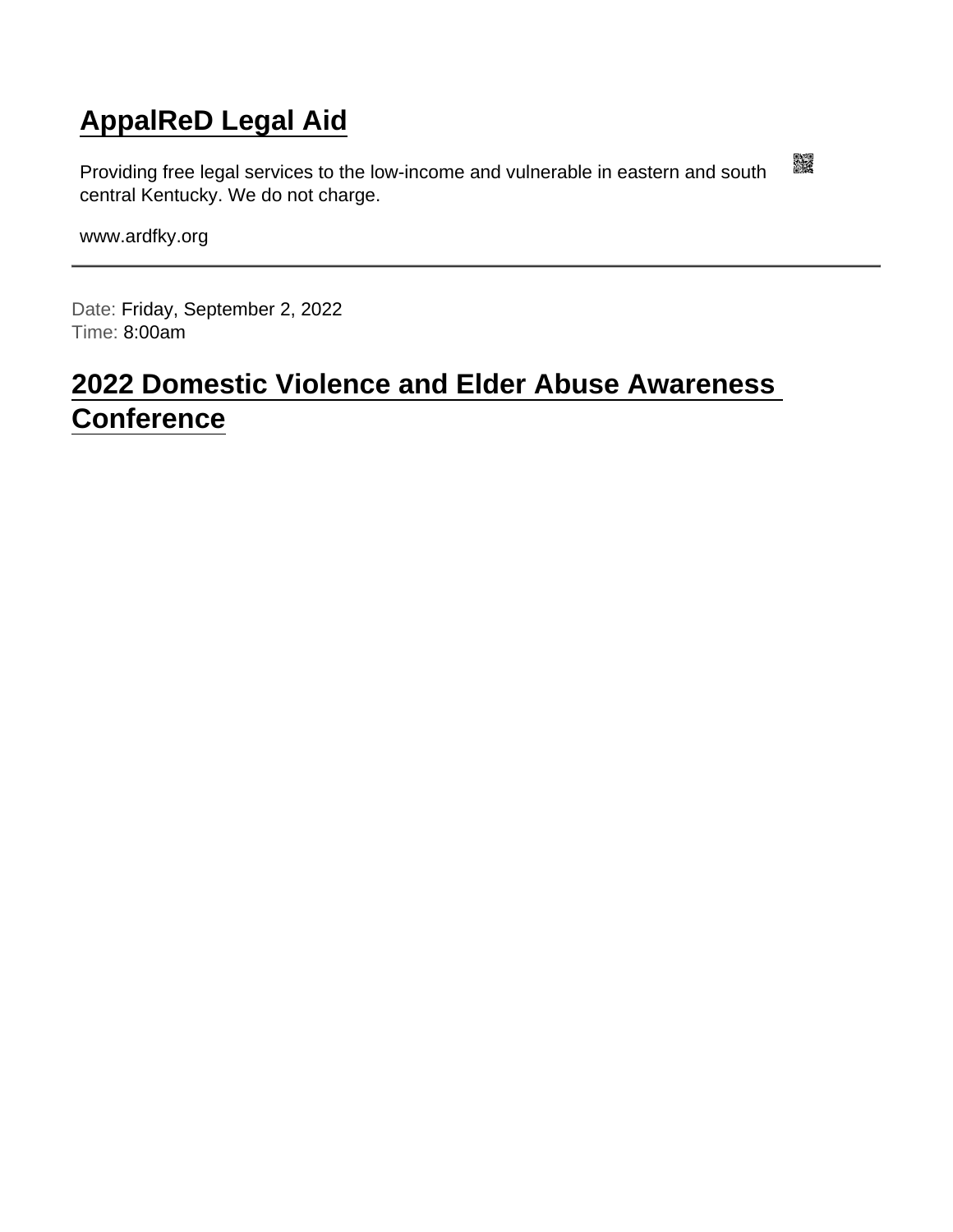# AppalReD Legal Aid

Providing free legal services to the low-income and vulnerable in eastern and south central Kentucky. We do not charge.

www.ardfky.org

---

Date: Friday, September 2, 2022
Time: 8:00am

## 2022 Domestic Violence and Elder Abuse Awareness Conference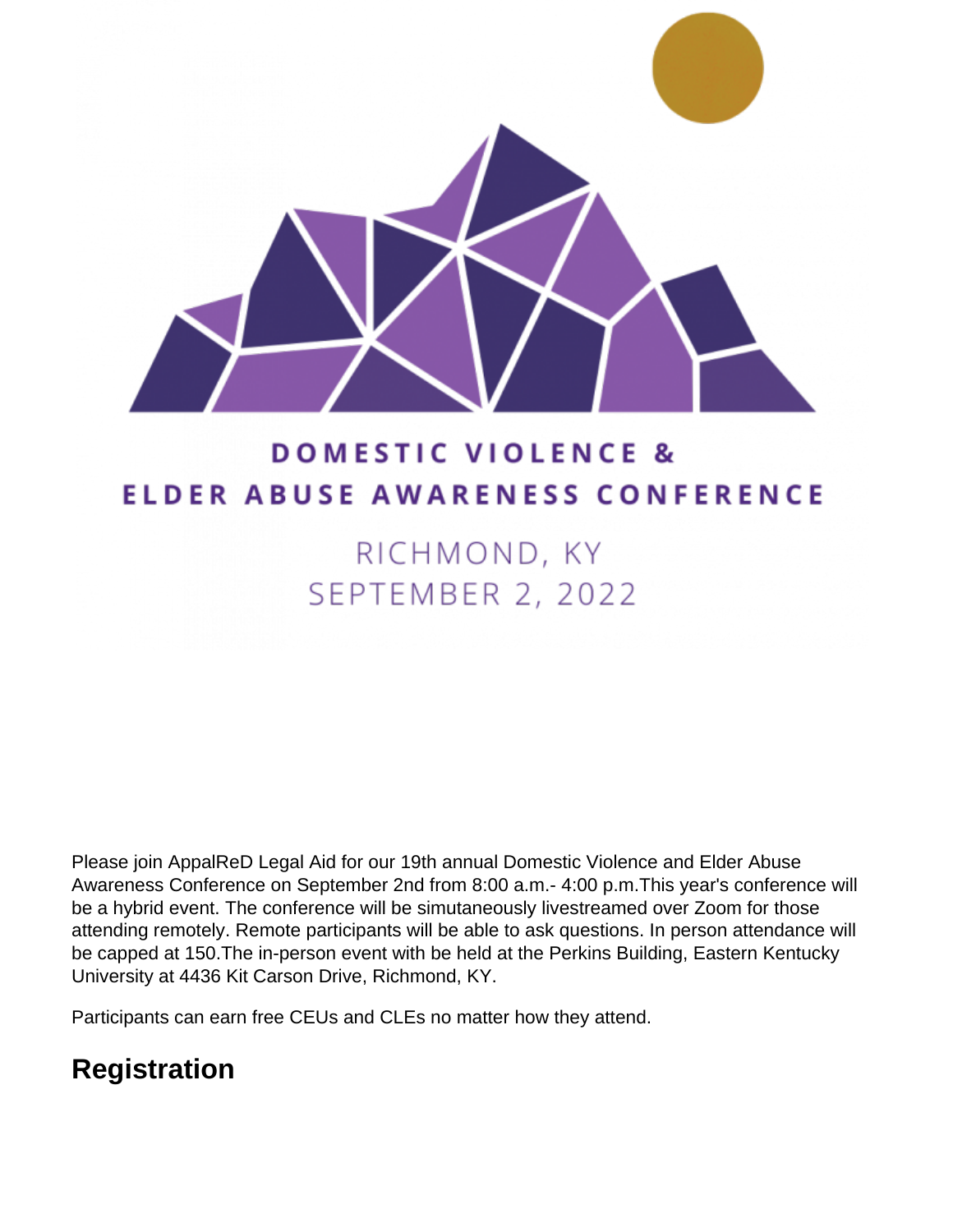DOMESTIC VIOLENCE &
ELDER ABUSE AWARENESS CONFERENCE

RICHMOND, KY
SEPTEMBER 2, 2022

Please join AppalReD Legal Aid for our 19th annual Domestic Violence and Elder Abuse Awareness Conference on September 2nd from 8:00 a.m.- 4:00 p.m.This year's conference will be a hybrid event. The conference will be simutaneously livestreamed over Zoom for those attending remotely. Remote participants will be able to ask questions. In person attendance will be capped at 150.The in-person event with be held at the Perkins Building, Eastern Kentucky University at 4436 Kit Carson Drive, Richmond, KY.

Participants can earn free CEUs and CLEs no matter how they attend.

## Registration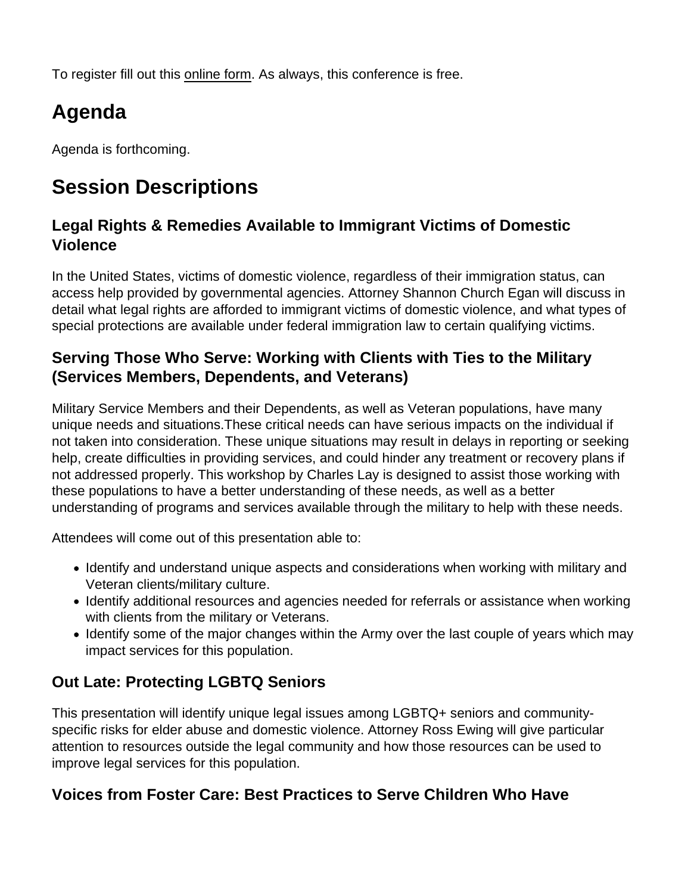To register fill out this online form. As always, this conference is free.

## Agenda

Agenda is forthcoming.

## Session Descriptions

### Legal Rights & Remedies Available to Immigrant Victims of Domestic Violence

In the United States, victims of domestic violence, regardless of their immigration status, can access help provided by governmental agencies. Attorney Shannon Church Egan will discuss in detail what legal rights are afforded to immigrant victims of domestic violence, and what types of special protections are available under federal immigration law to certain qualifying victims.

### Serving Those Who Serve: Working with Clients with Ties to the Military (Services Members, Dependents, and Veterans)

Military Service Members and their Dependents, as well as Veteran populations, have many unique needs and situations.These critical needs can have serious impacts on the individual if not taken into consideration. These unique situations may result in delays in reporting or seeking help, create difficulties in providing services, and could hinder any treatment or recovery plans if not addressed properly. This workshop by Charles Lay is designed to assist those working with these populations to have a better understanding of these needs, as well as a better understanding of programs and services available through the military to help with these needs.

Attendees will come out of this presentation able to:

- Identify and understand unique aspects and considerations when working with military and Veteran clients/military culture.
- Identify additional resources and agencies needed for referrals or assistance when working with clients from the military or Veterans.
- Identify some of the major changes within the Army over the last couple of years which may impact services for this population.

### Out Late: Protecting LGBTQ Seniors

This presentation will identify unique legal issues among LGBTQ+ seniors and community-specific risks for elder abuse and domestic violence. Attorney Ross Ewing will give particular attention to resources outside the legal community and how those resources can be used to improve legal services for this population.

### Voices from Foster Care: Best Practices to Serve Children Who Have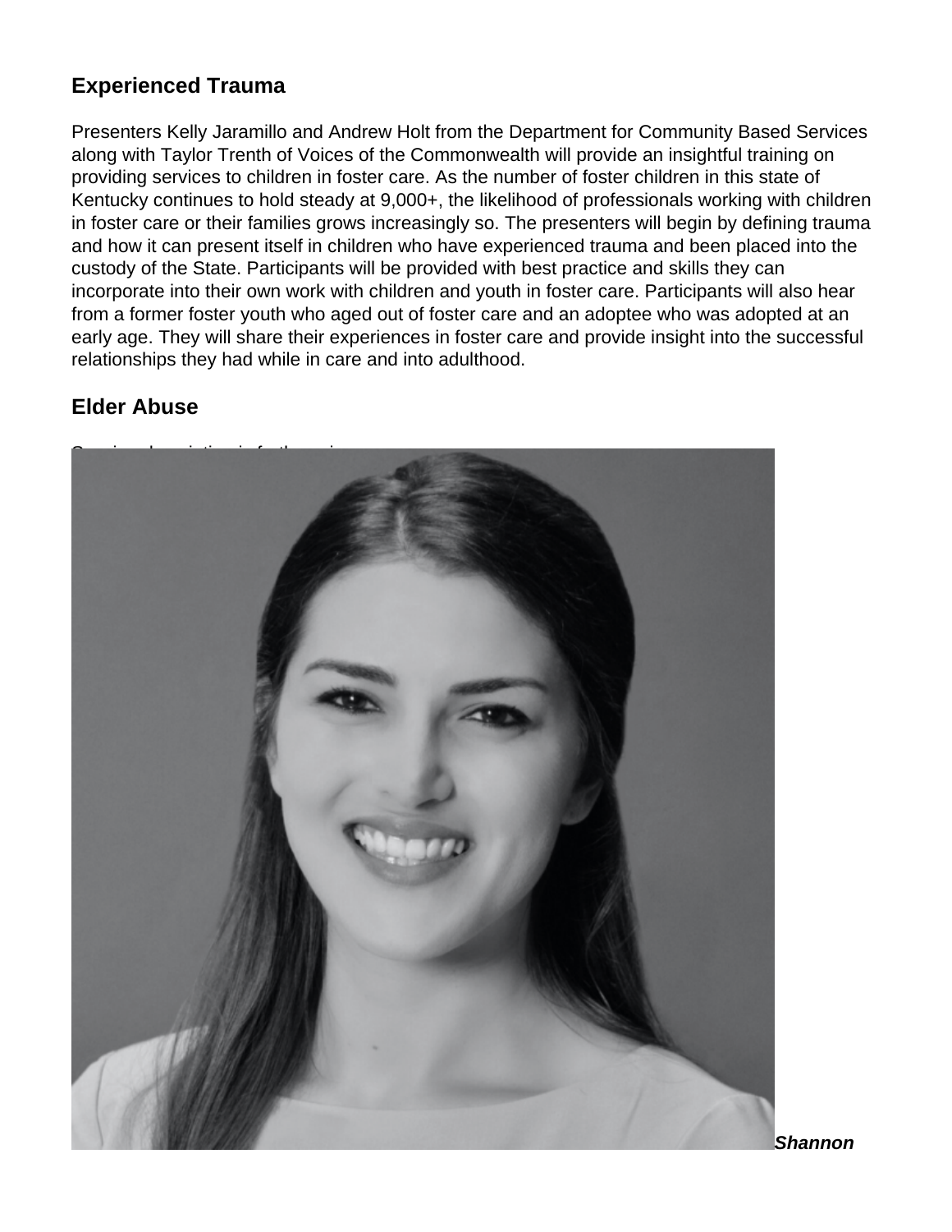## Experienced Trauma

Presenters Kelly Jaramillo and Andrew Holt from the Department for Community Based Services along with Taylor Trenth of Voices of the Commonwealth will provide an insightful training on providing services to children in foster care. As the number of foster children in this state of Kentucky continues to hold steady at 9,000+, the likelihood of professionals working with children in foster care or their families grows increasingly so. The presenters will begin by defining trauma and how it can present itself in children who have experienced trauma and been placed into the custody of the State. Participants will be provided with best practice and skills they can incorporate into their own work with children and youth in foster care. Participants will also hear from a former foster youth who aged out of foster care and an adoptee who was adopted at an early age. They will share their experiences in foster care and provide insight into the successful relationships they had while in care and into adulthood.

## Elder Abuse

***Shannon***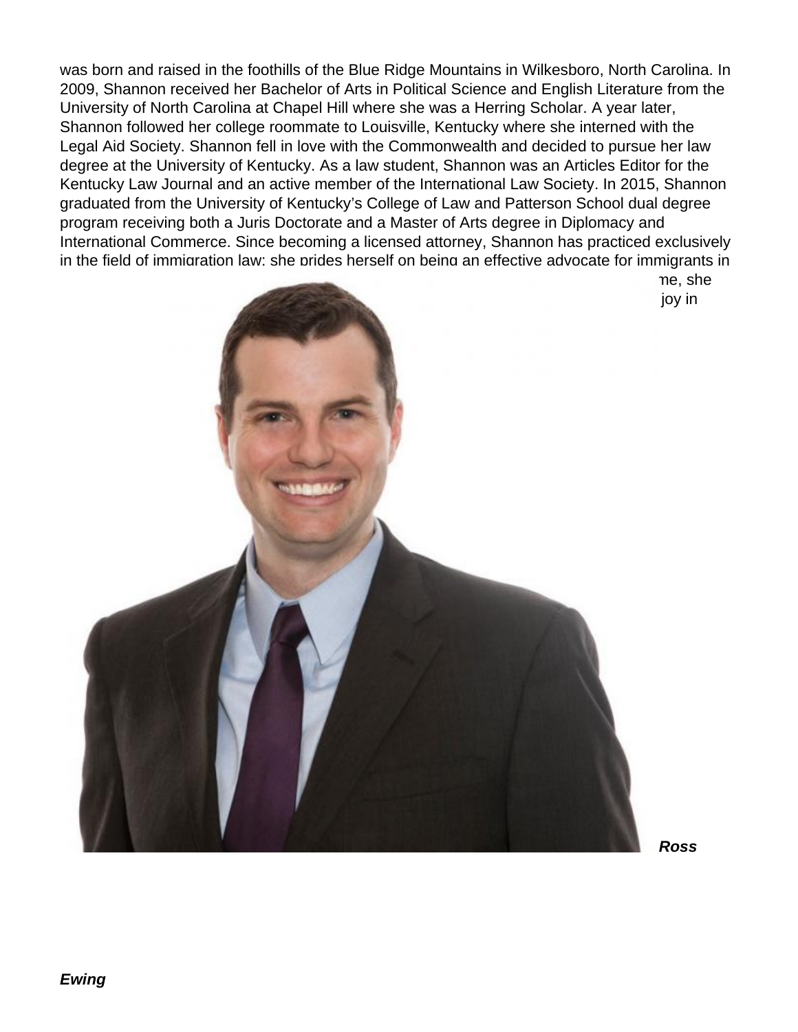was born and raised in the foothills of the Blue Ridge Mountains in Wilkesboro, North Carolina. In 2009, Shannon received her Bachelor of Arts in Political Science and English Literature from the University of North Carolina at Chapel Hill where she was a Herring Scholar. A year later, Shannon followed her college roommate to Louisville, Kentucky where she interned with the Legal Aid Society. Shannon fell in love with the Commonwealth and decided to pursue her law degree at the University of Kentucky. As a law student, Shannon was an Articles Editor for the Kentucky Law Journal and an active member of the International Law Society. In 2015, Shannon graduated from the University of Kentucky's College of Law and Patterson School dual degree program receiving both a Juris Doctorate and a Master of Arts degree in Diplomacy and International Commerce. Since becoming a licensed attorney, Shannon has practiced exclusively in the field of immigration law: she prides herself on being an effective advocate for immigrants in

me, she

joy in

***Ross***

***Ewing***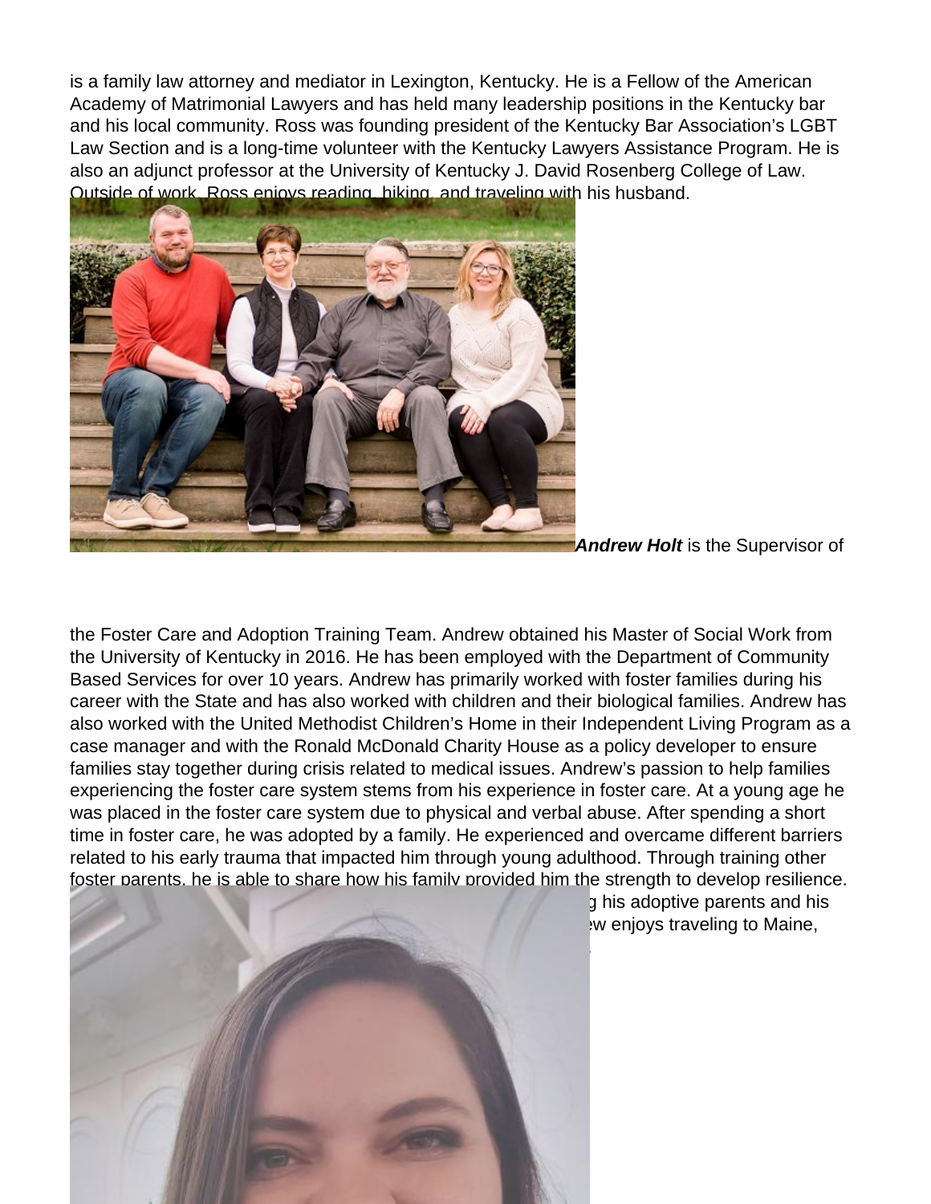is a family law attorney and mediator in Lexington, Kentucky. He is a Fellow of the American Academy of Matrimonial Lawyers and has held many leadership positions in the Kentucky bar and his local community. Ross was founding president of the Kentucky Bar Association's LGBT Law Section and is a long-time volunteer with the Kentucky Lawyers Assistance Program. He is also an adjunct professor at the University of Kentucky J. David Rosenberg College of Law. Outside of work, Ross enjoys reading, hiking, and traveling with his husband.

***Andrew Holt*** is the Supervisor of the Foster Care and Adoption Training Team. Andrew obtained his Master of Social Work from the University of Kentucky in 2016. He has been employed with the Department of Community Based Services for over 10 years. Andrew has primarily worked with foster families during his career with the State and has also worked with children and their biological families. Andrew has also worked with the United Methodist Children's Home in their Independent Living Program as a case manager and with the Ronald McDonald Charity House as a policy developer to ensure families stay together during crisis related to medical issues. Andrew's passion to help families experiencing the foster care system stems from his experience in foster care. At a young age he was placed in the foster care system due to physical and verbal abuse. After spending a short time in foster care, he was adopted by a family. He experienced and overcame different barriers related to his early trauma that impacted him through young adulthood. Through training other foster parents, he is able to share how his family provided him the strength to develop resilience.

g his adoptive parents and his
w enjoys traveling to Maine,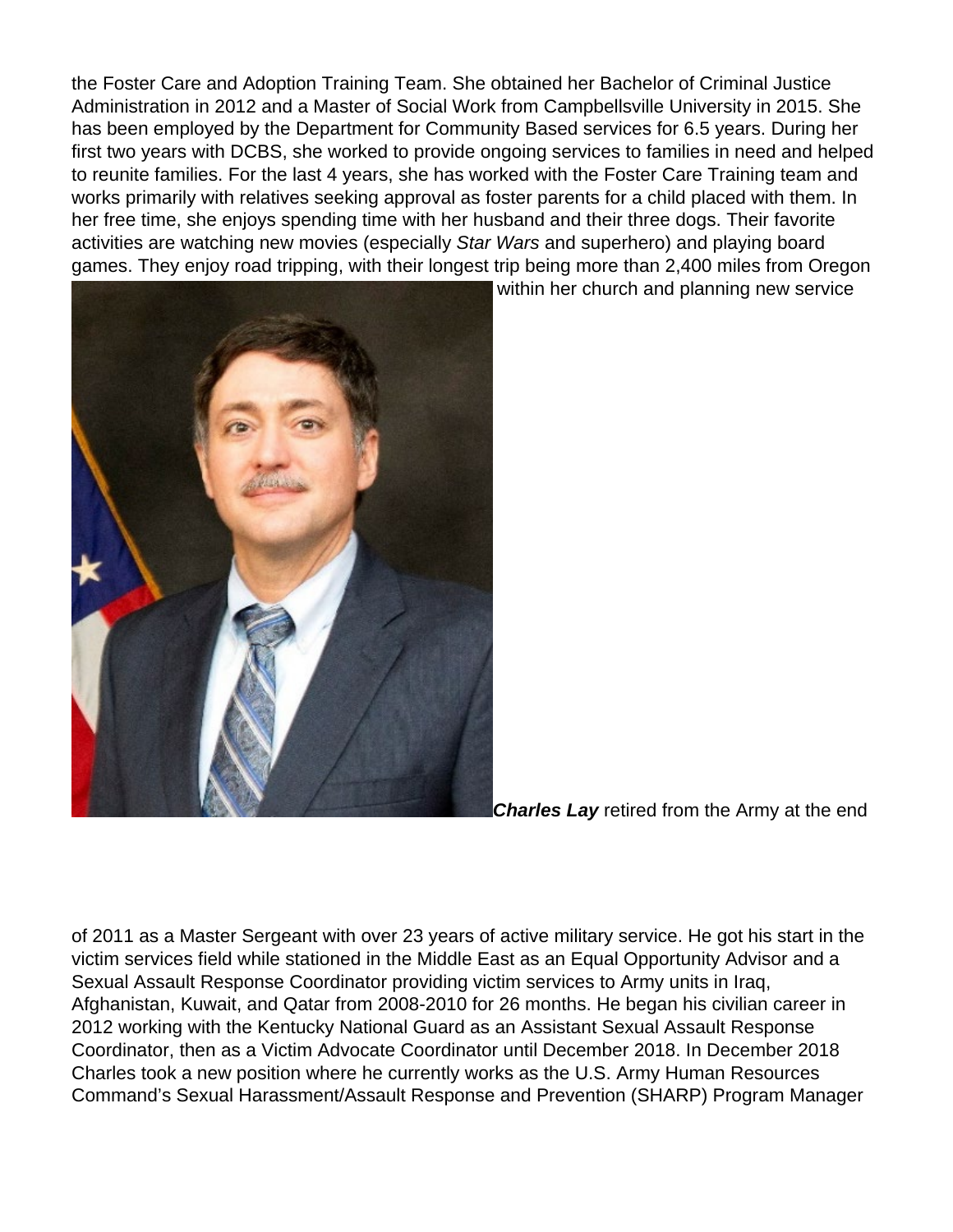the Foster Care and Adoption Training Team. She obtained her Bachelor of Criminal Justice Administration in 2012 and a Master of Social Work from Campbellsville University in 2015. She has been employed by the Department for Community Based services for 6.5 years. During her first two years with DCBS, she worked to provide ongoing services to families in need and helped to reunite families. For the last 4 years, she has worked with the Foster Care Training team and works primarily with relatives seeking approval as foster parents for a child placed with them. In her free time, she enjoys spending time with her husband and their three dogs. Their favorite activities are watching new movies (especially *Star Wars* and superhero) and playing board games. They enjoy road tripping, with their longest trip being more than 2,400 miles from Oregon within her church and planning new service

***Charles Lay*** retired from the Army at the end of 2011 as a Master Sergeant with over 23 years of active military service. He got his start in the victim services field while stationed in the Middle East as an Equal Opportunity Advisor and a Sexual Assault Response Coordinator providing victim services to Army units in Iraq, Afghanistan, Kuwait, and Qatar from 2008-2010 for 26 months. He began his civilian career in 2012 working with the Kentucky National Guard as an Assistant Sexual Assault Response Coordinator, then as a Victim Advocate Coordinator until December 2018. In December 2018 Charles took a new position where he currently works as the U.S. Army Human Resources Command's Sexual Harassment/Assault Response and Prevention (SHARP) Program Manager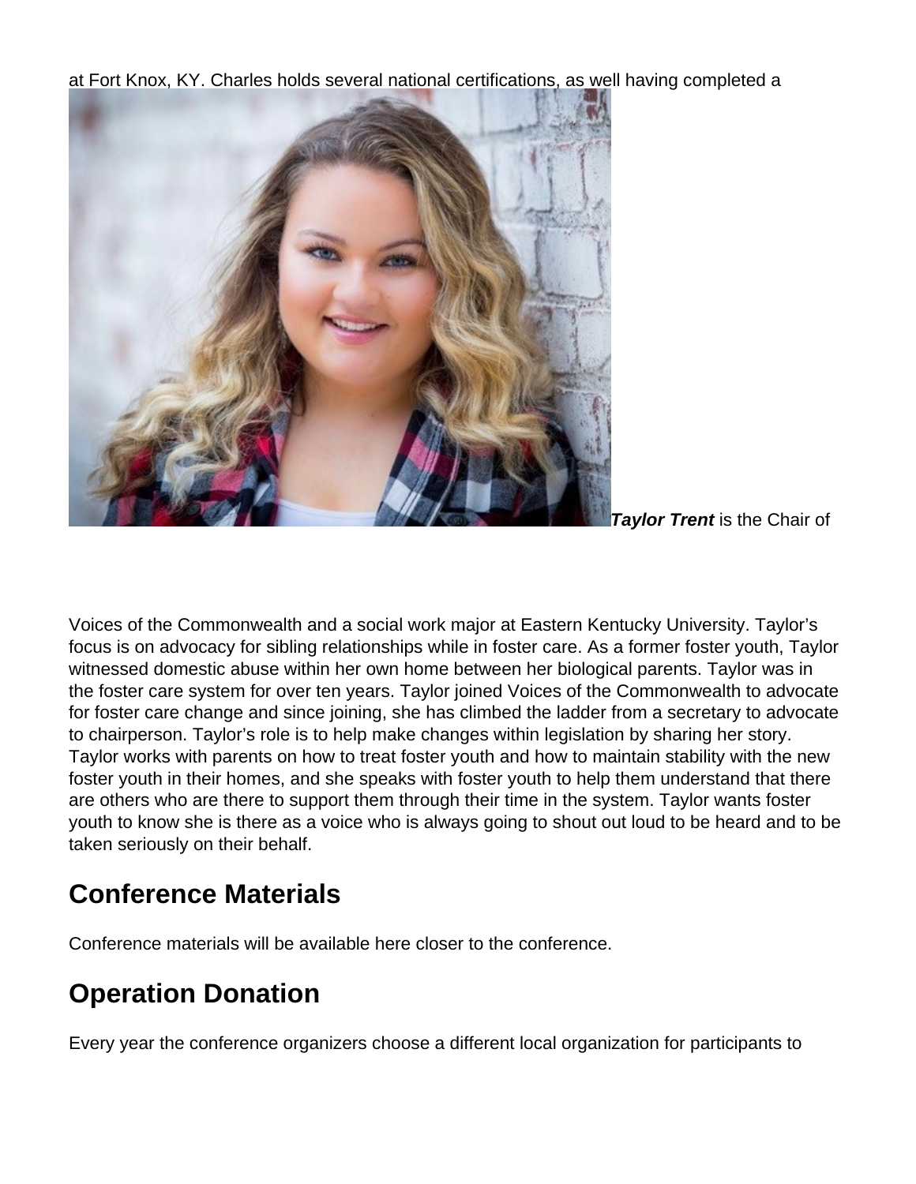at Fort Knox, KY. Charles holds several national certifications, as well having completed a

***Taylor Trent*** is the Chair of Voices of the Commonwealth and a social work major at Eastern Kentucky University. Taylor's focus is on advocacy for sibling relationships while in foster care. As a former foster youth, Taylor witnessed domestic abuse within her own home between her biological parents. Taylor was in the foster care system for over ten years. Taylor joined Voices of the Commonwealth to advocate for foster care change and since joining, she has climbed the ladder from a secretary to advocate to chairperson. Taylor's role is to help make changes within legislation by sharing her story. Taylor works with parents on how to treat foster youth and how to maintain stability with the new foster youth in their homes, and she speaks with foster youth to help them understand that there are others who are there to support them through their time in the system. Taylor wants foster youth to know she is there as a voice who is always going to shout out loud to be heard and to be taken seriously on their behalf.

## Conference Materials

Conference materials will be available here closer to the conference.

## Operation Donation

Every year the conference organizers choose a different local organization for participants to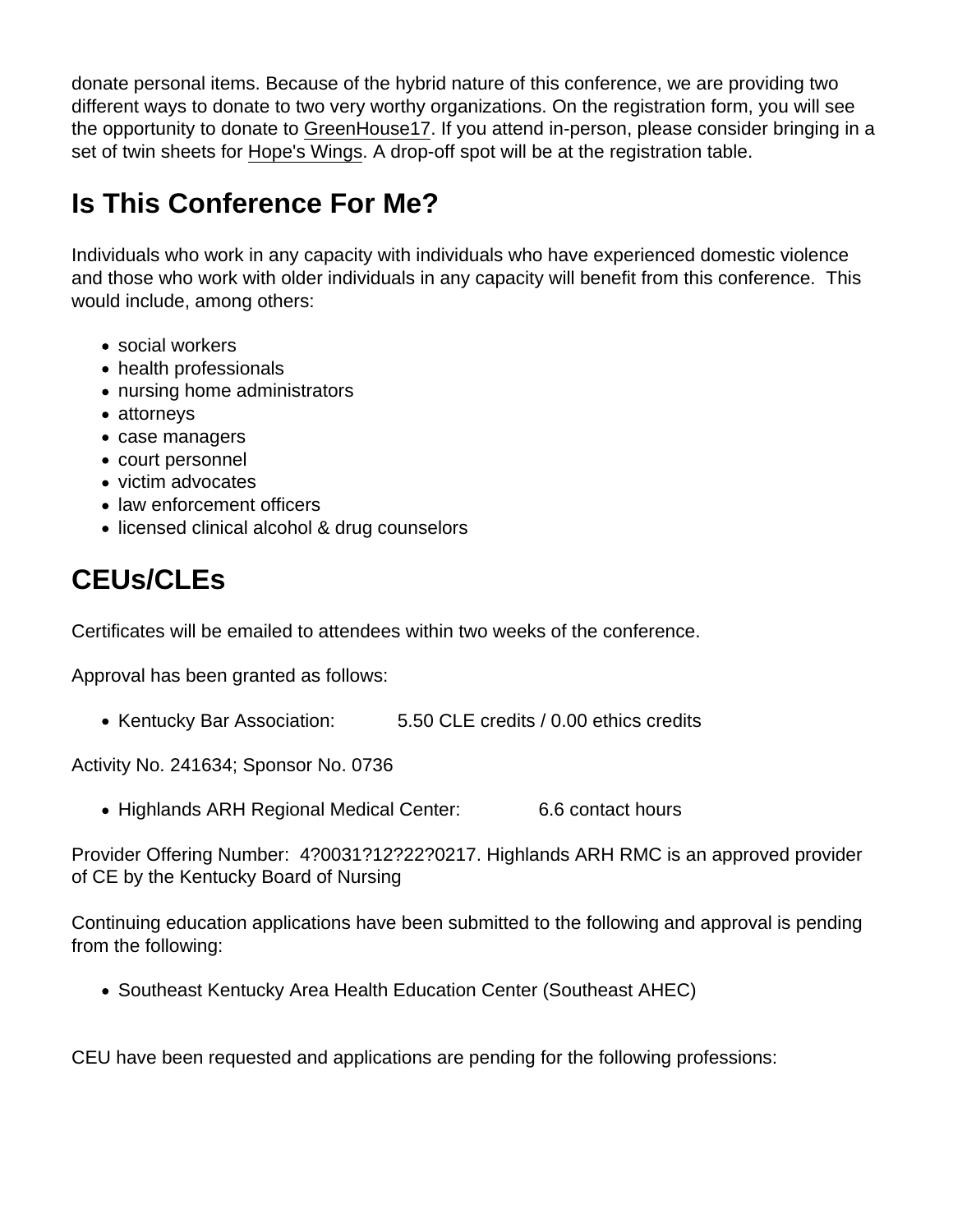donate personal items. Because of the hybrid nature of this conference, we are providing two different ways to donate to two very worthy organizations. On the registration form, you will see the opportunity to donate to GreenHouse17. If you attend in-person, please consider bringing in a set of twin sheets for Hope's Wings. A drop-off spot will be at the registration table.

## Is This Conference For Me?

Individuals who work in any capacity with individuals who have experienced domestic violence and those who work with older individuals in any capacity will benefit from this conference. This would include, among others:

- social workers
- health professionals
- nursing home administrators
- attorneys
- case managers
- court personnel
- victim advocates
- law enforcement officers
- licensed clinical alcohol & drug counselors

## CEUs/CLEs

Certificates will be emailed to attendees within two weeks of the conference.

Approval has been granted as follows:

- Kentucky Bar Association: 5.50 CLE credits / 0.00 ethics credits

Activity No. 241634; Sponsor No. 0736

- Highlands ARH Regional Medical Center: 6.6 contact hours

Provider Offering Number: 4?0031?12?22?0217. Highlands ARH RMC is an approved provider of CE by the Kentucky Board of Nursing

Continuing education applications have been submitted to the following and approval is pending from the following:

- Southeast Kentucky Area Health Education Center (Southeast AHEC)

CEU have been requested and applications are pending for the following professions: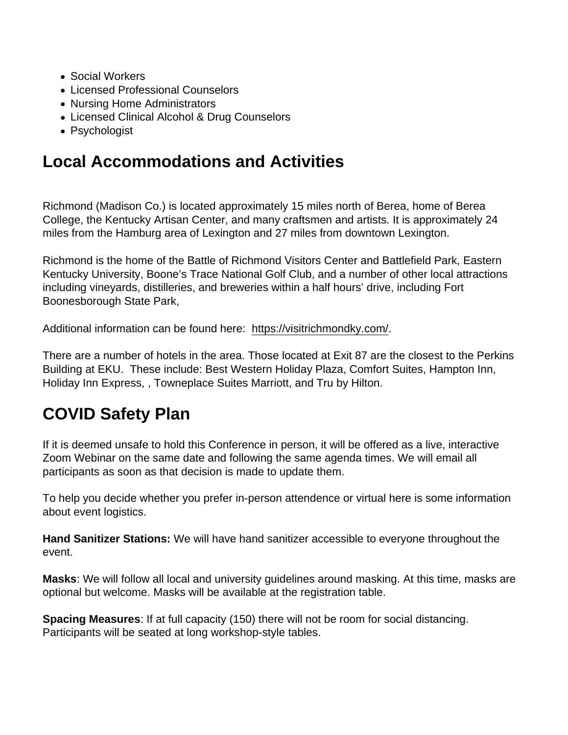- Social Workers
- Licensed Professional Counselors
- Nursing Home Administrators
- Licensed Clinical Alcohol & Drug Counselors
- Psychologist

## Local Accommodations and Activities

Richmond (Madison Co.) is located approximately 15 miles north of Berea, home of Berea College, the Kentucky Artisan Center, and many craftsmen and artists. It is approximately 24 miles from the Hamburg area of Lexington and 27 miles from downtown Lexington.

Richmond is the home of the Battle of Richmond Visitors Center and Battlefield Park, Eastern Kentucky University, Boone's Trace National Golf Club, and a number of other local attractions including vineyards, distilleries, and breweries within a half hours' drive, including Fort Boonesborough State Park,

Additional information can be found here: https://visitrichmondky.com/.

There are a number of hotels in the area. Those located at Exit 87 are the closest to the Perkins Building at EKU. These include: Best Western Holiday Plaza, Comfort Suites, Hampton Inn, Holiday Inn Express, , Towneplace Suites Marriott, and Tru by Hilton.

## COVID Safety Plan

If it is deemed unsafe to hold this Conference in person, it will be offered as a live, interactive Zoom Webinar on the same date and following the same agenda times. We will email all participants as soon as that decision is made to update them.

To help you decide whether you prefer in-person attendence or virtual here is some information about event logistics.

**Hand Sanitizer Stations:** We will have hand sanitizer accessible to everyone throughout the event.

**Masks**: We will follow all local and university guidelines around masking. At this time, masks are optional but welcome. Masks will be available at the registration table.

**Spacing Measures**: If at full capacity (150) there will not be room for social distancing. Participants will be seated at long workshop-style tables.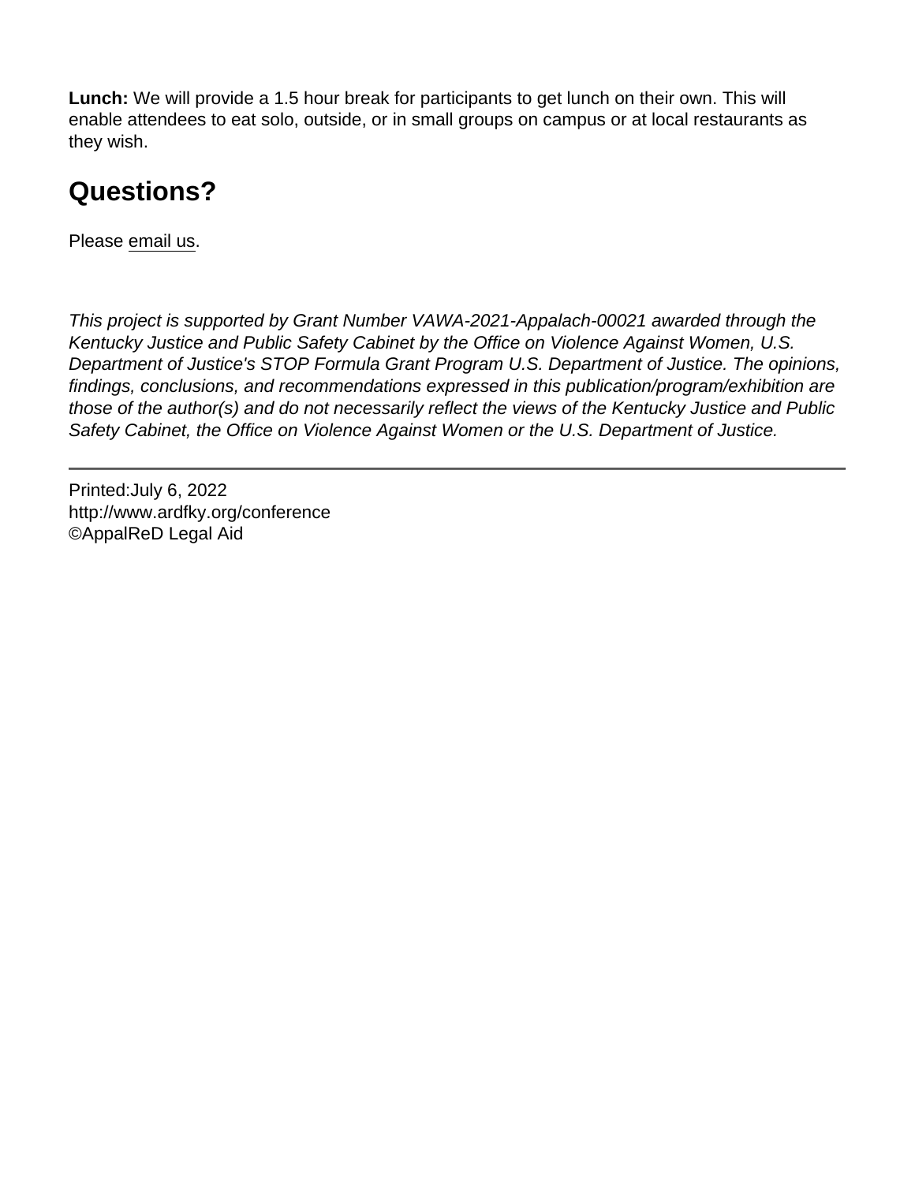**Lunch:** We will provide a 1.5 hour break for participants to get lunch on their own. This will enable attendees to eat solo, outside, or in small groups on campus or at local restaurants as they wish.

## Questions?

Please email us.

*This project is supported by Grant Number VAWA-2021-Appalach-00021 awarded through the Kentucky Justice and Public Safety Cabinet by the Office on Violence Against Women, U.S. Department of Justice's STOP Formula Grant Program U.S. Department of Justice. The opinions, findings, conclusions, and recommendations expressed in this publication/program/exhibition are those of the author(s) and do not necessarily reflect the views of the Kentucky Justice and Public Safety Cabinet, the Office on Violence Against Women or the U.S. Department of Justice.*

---

Printed:July 6, 2022
http://www.ardfky.org/conference
©AppalReD Legal Aid